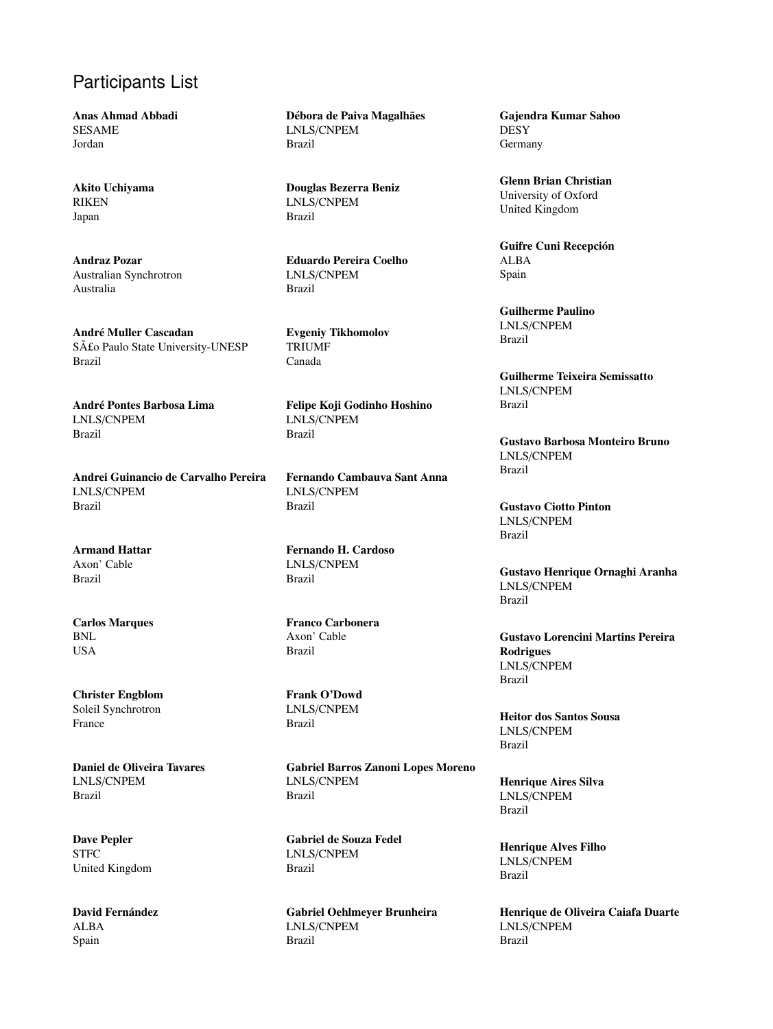# Participants List

**Anas Ahmad Abbadi**
SESAME
Jordan

**Akito Uchiyama**
RIKEN
Japan

**Andraz Pozar**
Australian Synchrotron
Australia

**André Muller Cascadan**
SÃ£o Paulo State University-UNESP
Brazil

**André Pontes Barbosa Lima**
LNLS/CNPEM
Brazil

**Andrei Guinancio de Carvalho Pereira**
LNLS/CNPEM
Brazil

**Armand Hattar**
Axon' Cable
Brazil

**Carlos Marques**
BNL
USA

**Christer Engblom**
Soleil Synchrotron
France

**Daniel de Oliveira Tavares**
LNLS/CNPEM
Brazil

**Dave Pepler**
STFC
United Kingdom

**David Fernández**
ALBA
Spain

**Débora de Paiva Magalhães**
LNLS/CNPEM
Brazil

**Douglas Bezerra Beniz**
LNLS/CNPEM
Brazil

**Eduardo Pereira Coelho**
LNLS/CNPEM
Brazil

**Evgeniy Tikhomolov**
TRIUMF
Canada

**Felipe Koji Godinho Hoshino**
LNLS/CNPEM
Brazil

**Fernando Cambauva Sant Anna**
LNLS/CNPEM
Brazil

**Fernando H. Cardoso**
LNLS/CNPEM
Brazil

**Franco Carbonera**
Axon' Cable
Brazil

**Frank O'Dowd**
LNLS/CNPEM
Brazil

**Gabriel Barros Zanoni Lopes Moreno**
LNLS/CNPEM
Brazil

**Gabriel de Souza Fedel**
LNLS/CNPEM
Brazil

**Gabriel Oehlmeyer Brunheira**
LNLS/CNPEM
Brazil

**Gajendra Kumar Sahoo**
DESY
Germany

**Glenn Brian Christian**
University of Oxford
United Kingdom

**Guifre Cuni Recepción**
ALBA
Spain

**Guilherme Paulino**
LNLS/CNPEM
Brazil

**Guilherme Teixeira Semissatto**
LNLS/CNPEM
Brazil

**Gustavo Barbosa Monteiro Bruno**
LNLS/CNPEM
Brazil

**Gustavo Ciotto Pinton**
LNLS/CNPEM
Brazil

**Gustavo Henrique Ornaghi Aranha**
LNLS/CNPEM
Brazil

**Gustavo Lorencini Martins Pereira Rodrigues**
LNLS/CNPEM
Brazil

**Heitor dos Santos Sousa**
LNLS/CNPEM
Brazil

**Henrique Aires Silva**
LNLS/CNPEM
Brazil

**Henrique Alves Filho**
LNLS/CNPEM
Brazil

**Henrique de Oliveira Caiafa Duarte**
LNLS/CNPEM
Brazil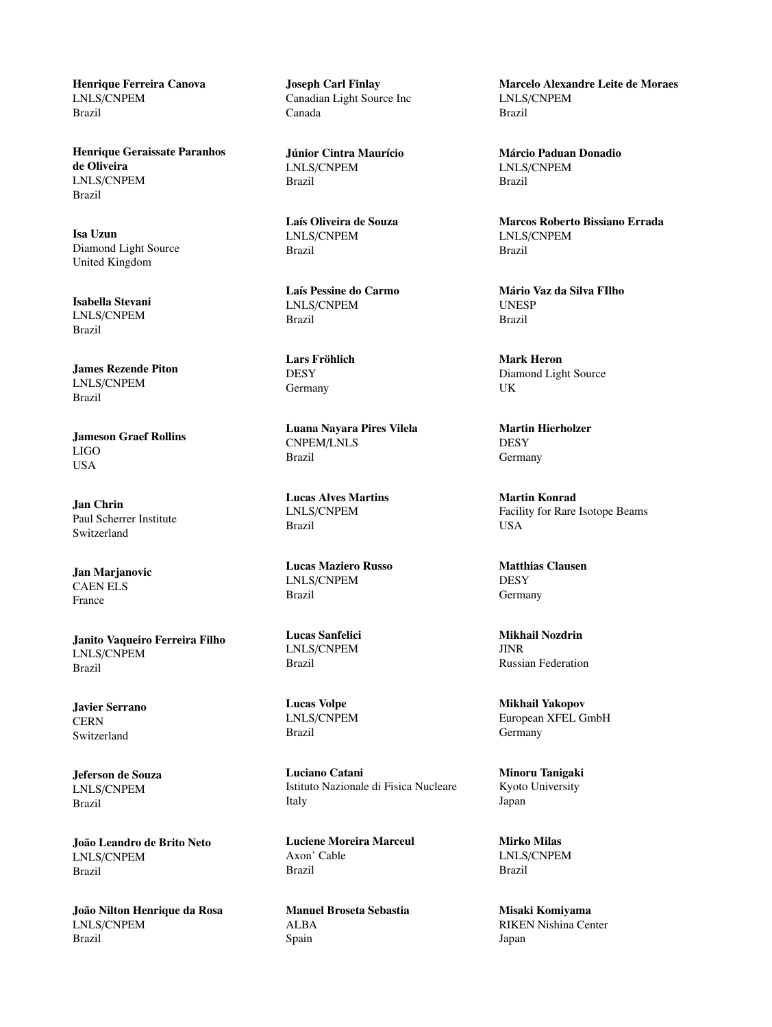**Henrique Ferreira Canova**
LNLS/CNPEM
Brazil

**Henrique Geraissate Paranhos de Oliveira**
LNLS/CNPEM
Brazil

**Isa Uzun**
Diamond Light Source
United Kingdom

**Isabella Stevani**
LNLS/CNPEM
Brazil

**James Rezende Piton**
LNLS/CNPEM
Brazil

**Jameson Graef Rollins**
LIGO
USA

**Jan Chrin**
Paul Scherrer Institute
Switzerland

**Jan Marjanovic**
CAEN ELS
France

**Janito Vaqueiro Ferreira Filho**
LNLS/CNPEM
Brazil

**Javier Serrano**
CERN
Switzerland

**Jeferson de Souza**
LNLS/CNPEM
Brazil

**João Leandro de Brito Neto**
LNLS/CNPEM
Brazil

**João Nilton Henrique da Rosa**
LNLS/CNPEM
Brazil

**Joseph Carl Finlay**
Canadian Light Source Inc
Canada

**Júnior Cintra Maurício**
LNLS/CNPEM
Brazil

**Laís Oliveira de Souza**
LNLS/CNPEM
Brazil

**Laís Pessine do Carmo**
LNLS/CNPEM
Brazil

**Lars Fröhlich**
DESY
Germany

**Luana Nayara Pires Vilela**
CNPEM/LNLS
Brazil

**Lucas Alves Martins**
LNLS/CNPEM
Brazil

**Lucas Maziero Russo**
LNLS/CNPEM
Brazil

**Lucas Sanfelici**
LNLS/CNPEM
Brazil

**Lucas Volpe**
LNLS/CNPEM
Brazil

**Luciano Catani**
Istituto Nazionale di Fisica Nucleare
Italy

**Luciene Moreira Marceul**
Axon' Cable
Brazil

**Manuel Broseta Sebastia**
ALBA
Spain

**Marcelo Alexandre Leite de Moraes**
LNLS/CNPEM
Brazil

**Márcio Paduan Donadio**
LNLS/CNPEM
Brazil

**Marcos Roberto Bissiano Errada**
LNLS/CNPEM
Brazil

**Mário Vaz da Silva FIlho**
UNESP
Brazil

**Mark Heron**
Diamond Light Source
UK

**Martin Hierholzer**
DESY
Germany

**Martin Konrad**
Facility for Rare Isotope Beams
USA

**Matthias Clausen**
DESY
Germany

**Mikhail Nozdrin**
JINR
Russian Federation

**Mikhail Yakopov**
European XFEL GmbH
Germany

**Minoru Tanigaki**
Kyoto University
Japan

**Mirko Milas**
LNLS/CNPEM
Brazil

**Misaki Komiyama**
RIKEN Nishina Center
Japan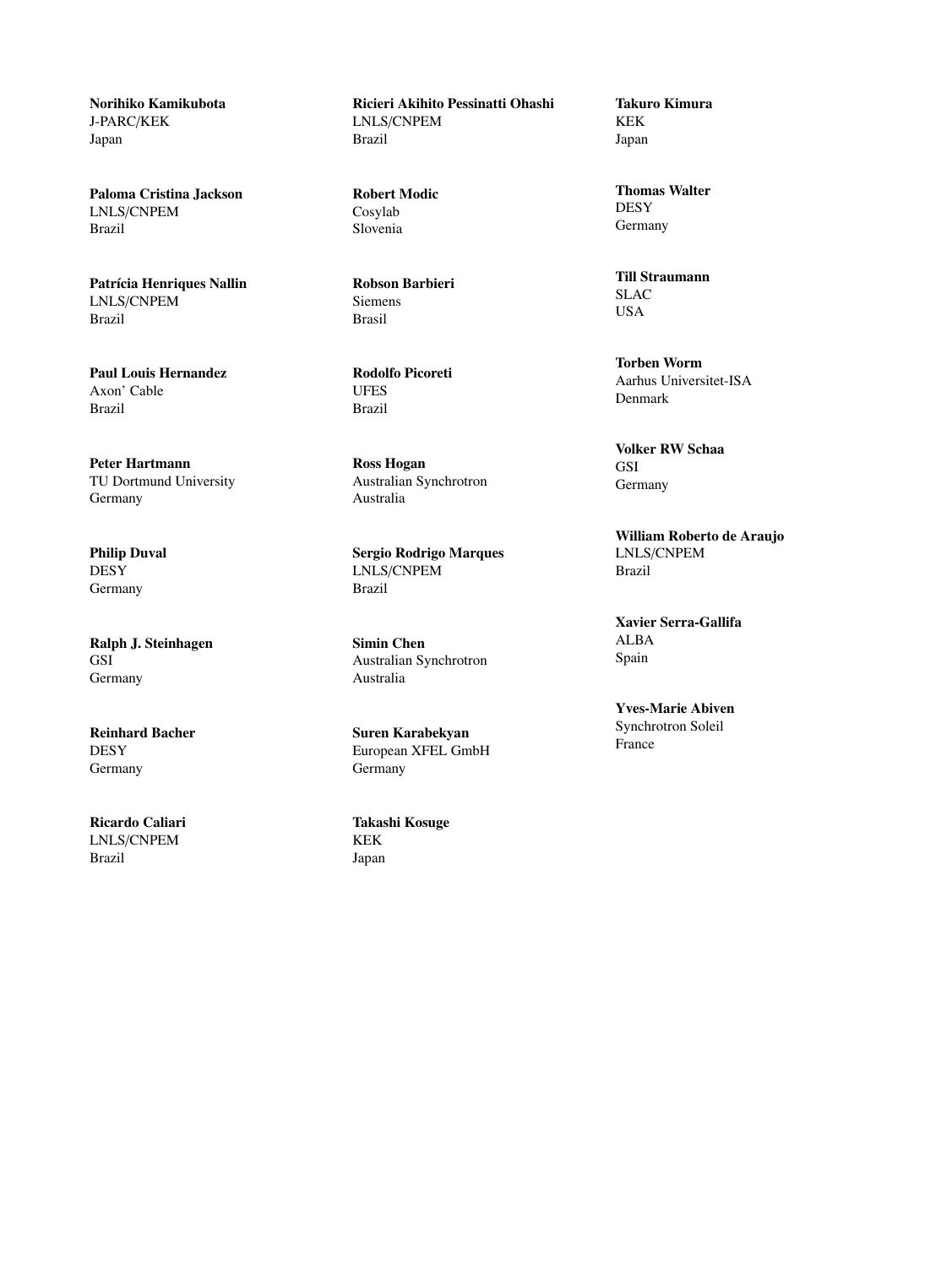**Norihiko Kamikubota**
J-PARC/KEK
Japan

**Paloma Cristina Jackson**
LNLS/CNPEM
Brazil

**Patrícia Henriques Nallin**
LNLS/CNPEM
Brazil

**Paul Louis Hernandez**
Axon' Cable
Brazil

**Peter Hartmann**
TU Dortmund University
Germany

**Philip Duval**
DESY
Germany

**Ralph J. Steinhagen**
GSI
Germany

**Reinhard Bacher**
DESY
Germany

**Ricardo Caliari**
LNLS/CNPEM
Brazil

**Ricieri Akihito Pessinatti Ohashi**
LNLS/CNPEM
Brazil

**Robert Modic**
Cosylab
Slovenia

**Robson Barbieri**
Siemens
Brasil

**Rodolfo Picoreti**
UFES
Brazil

**Ross Hogan**
Australian Synchrotron
Australia

**Sergio Rodrigo Marques**
LNLS/CNPEM
Brazil

**Simin Chen**
Australian Synchrotron
Australia

**Suren Karabekyan**
European XFEL GmbH
Germany

**Takashi Kosuge**
KEK
Japan

**Takuro Kimura**
KEK
Japan

**Thomas Walter**
DESY
Germany

**Till Straumann**
SLAC
USA

**Torben Worm**
Aarhus Universitet-ISA
Denmark

**Volker RW Schaa**
GSI
Germany

**William Roberto de Araujo**
LNLS/CNPEM
Brazil

**Xavier Serra-Gallifa**
ALBA
Spain

**Yves-Marie Abiven**
Synchrotron Soleil
France